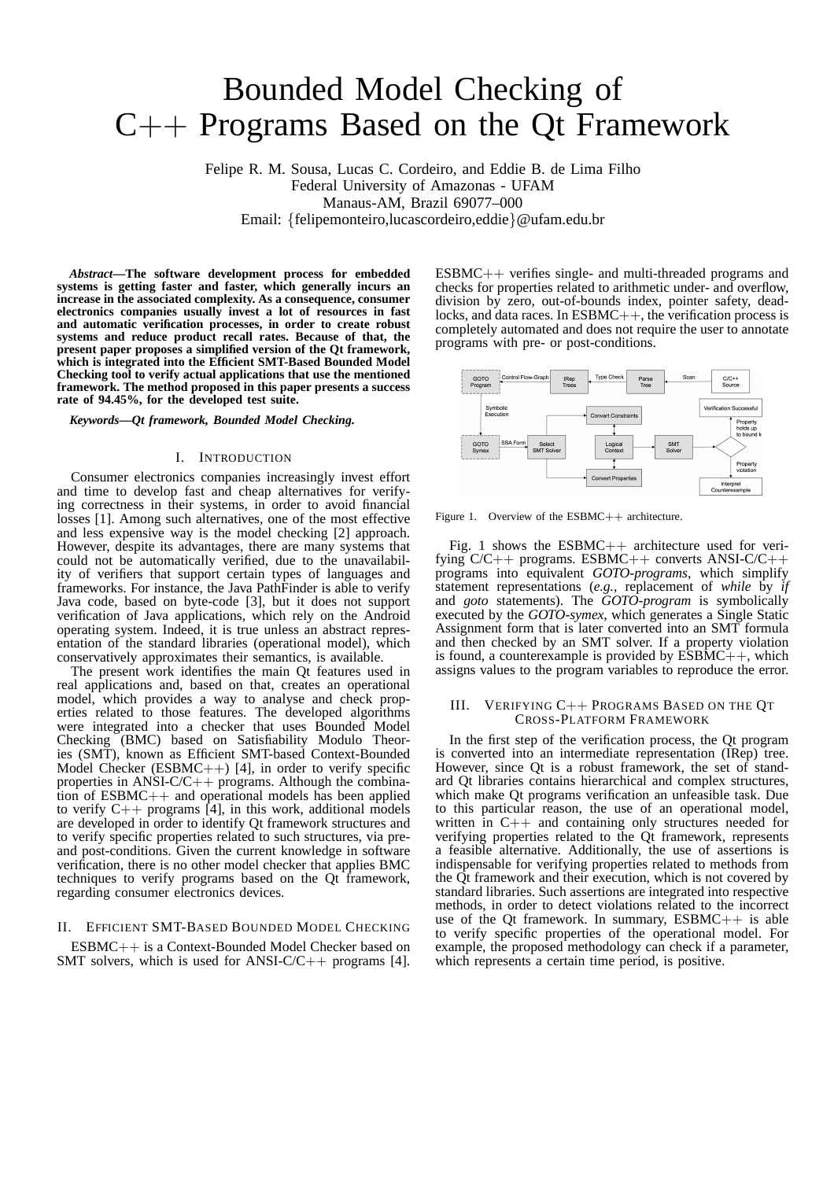# Bounded Model Checking of C++ Programs Based on the Qt Framework

Felipe R. M. Sousa, Lucas C. Cordeiro, and Eddie B. de Lima Filho
Federal University of Amazonas - UFAM
Manaus-AM, Brazil 69077–000
Email: {felipemonteiro,lucascordeiro,eddie}@ufam.edu.br

***Abstract*—The software development process for embedded systems is getting faster and faster, which generally incurs an increase in the associated complexity. As a consequence, consumer electronics companies usually invest a lot of resources in fast and automatic verification processes, in order to create robust systems and reduce product recall rates. Because of that, the present paper proposes a simplified version of the Qt framework, which is integrated into the Efficient SMT-Based Bounded Model Checking tool to verify actual applications that use the mentioned framework. The method proposed in this paper presents a success rate of 94.45%, for the developed test suite.**

***Keywords*—Qt framework, Bounded Model Checking.**

## I. Introduction

Consumer electronics companies increasingly invest effort and time to develop fast and cheap alternatives for verifying correctness in their systems, in order to avoid financial losses [1]. Among such alternatives, one of the most effective and less expensive way is the model checking [2] approach. However, despite its advantages, there are many systems that could not be automatically verified, due to the unavailability of verifiers that support certain types of languages and frameworks. For instance, the Java PathFinder is able to verify Java code, based on byte-code [3], but it does not support verification of Java applications, which rely on the Android operating system. Indeed, it is true unless an abstract representation of the standard libraries (operational model), which conservatively approximates their semantics, is available.

The present work identifies the main Qt features used in real applications and, based on that, creates an operational model, which provides a way to analyse and check properties related to those features. The developed algorithms were integrated into a checker that uses Bounded Model Checking (BMC) based on Satisfiability Modulo Theories (SMT), known as Efficient SMT-based Context-Bounded Model Checker (ESBMC++) [4], in order to verify specific properties in ANSI-C/C++ programs. Although the combination of ESBMC++ and operational models has been applied to verify C++ programs [4], in this work, additional models are developed in order to identify Qt framework structures and to verify specific properties related to such structures, via pre- and post-conditions. Given the current knowledge in software verification, there is no other model checker that applies BMC techniques to verify programs based on the Qt framework, regarding consumer electronics devices.

## II. Efficient SMT-Based Bounded Model Checking

ESBMC++ is a Context-Bounded Model Checker based on SMT solvers, which is used for ANSI-C/C++ programs [4]. ESBMC++ verifies single- and multi-threaded programs and checks for properties related to arithmetic under- and overflow, division by zero, out-of-bounds index, pointer safety, deadlocks, and data races. In ESBMC++, the verification process is completely automated and does not require the user to annotate programs with pre- or post-conditions.

Figure 1. Overview of the ESBMC++ architecture.

Fig. 1 shows the ESBMC++ architecture used for verifying C/C++ programs. ESBMC++ converts ANSI-C/C++ programs into equivalent *GOTO-programs*, which simplify statement representations (*e.g.*, replacement of *while* by *if* and *goto* statements). The *GOTO-program* is symbolically executed by the *GOTO-symex*, which generates a Single Static Assignment form that is later converted into an SMT formula and then checked by an SMT solver. If a property violation is found, a counterexample is provided by ESBMC++, which assigns values to the program variables to reproduce the error.

## III. Verifying C++ Programs Based on the Qt Cross-Platform Framework

In the first step of the verification process, the Qt program is converted into an intermediate representation (IRep) tree. However, since Qt is a robust framework, the set of standard Qt libraries contains hierarchical and complex structures, which make Qt programs verification an unfeasible task. Due to this particular reason, the use of an operational model, written in C++ and containing only structures needed for verifying properties related to the Qt framework, represents a feasible alternative. Additionally, the use of assertions is indispensable for verifying properties related to methods from the Qt framework and their execution, which is not covered by standard libraries. Such assertions are integrated into respective methods, in order to detect violations related to the incorrect use of the Qt framework. In summary, ESBMC++ is able to verify specific properties of the operational model. For example, the proposed methodology can check if a parameter, which represents a certain time period, is positive.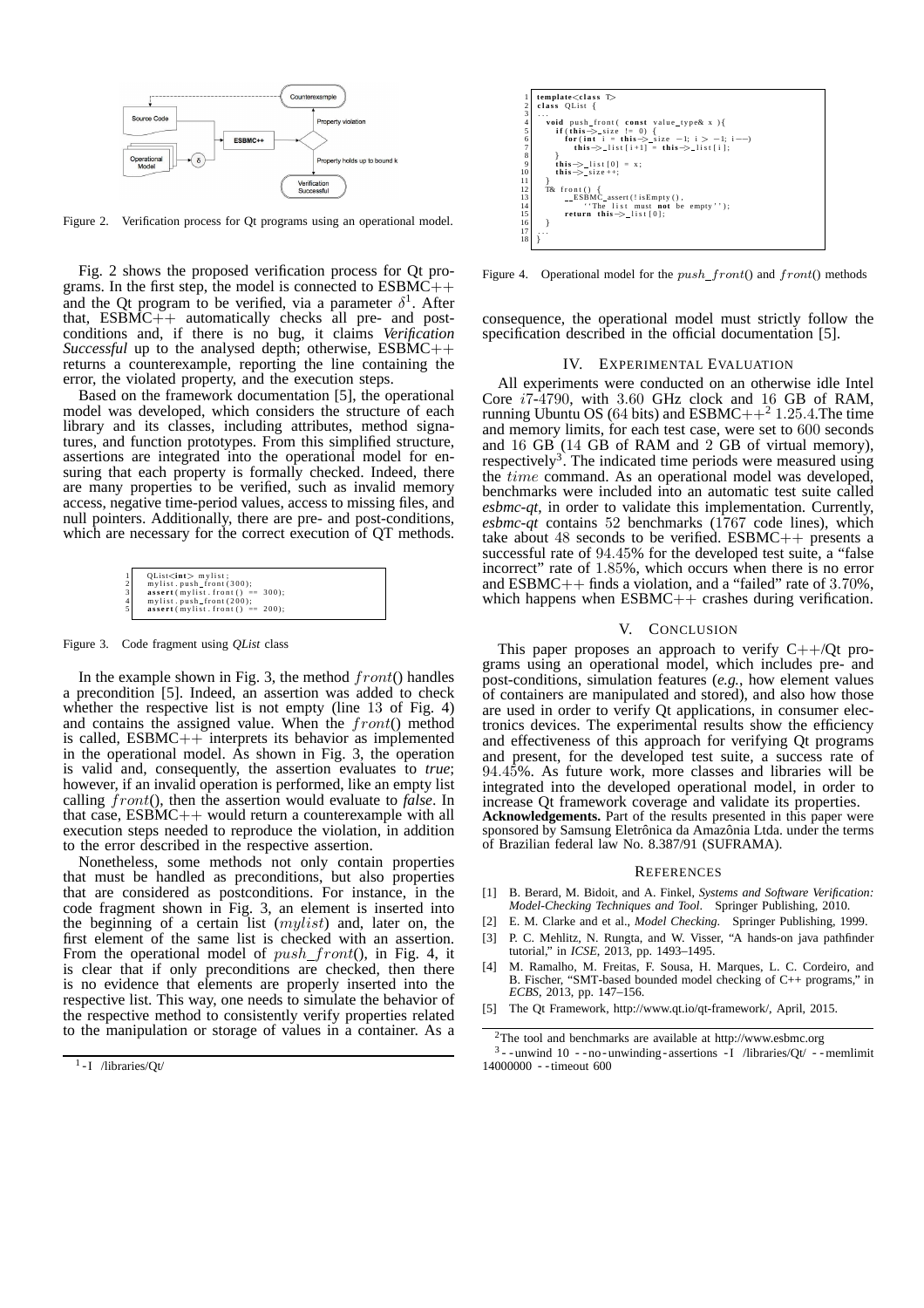Source Code

Operational Model

$\delta$

ESBMC++

Counterexample

Property violation

Property holds up to bound k

Verification Successful

Figure 2. Verification process for Qt programs using an operational model.

Fig. 2 shows the proposed verification process for Qt programs. In the first step, the model is connected to ESBMC++ and the Qt program to be verified, via a parameter $\delta$[1]. After that, ESBMC++ automatically checks all pre- and post-conditions and, if there is no bug, it claims *Verification Successful* up to the analysed depth; otherwise, ESBMC++ returns a counterexample, reporting the line containing the error, the violated property, and the execution steps.

Based on the framework documentation [5], the operational model was developed, which considers the structure of each library and its classes, including attributes, method signatures, and function prototypes. From this simplified structure, assertions are integrated into the operational model for ensuring that each property is formally checked. Indeed, there are many properties to be verified, such as invalid memory access, negative time-period values, access to missing files, and null pointers. Additionally, there are pre- and post-conditions, which are necessary for the correct execution of QT methods.

```
1  QList<int> mylist;
2  mylist.push_front(300);
3  assert(mylist.front() == 300);
4  mylist.push_front(200);
5  assert(mylist.front() == 200);
```

Figure 3. Code fragment using *QList* class

In the example shown in Fig. 3, the method $front()$ handles a precondition [5]. Indeed, an assertion was added to check whether the respective list is not empty (line 13 of Fig. 4) and contains the assigned value. When the $front()$ method is called, ESBMC++ interprets its behavior as implemented in the operational model. As shown in Fig. 3, the operation is valid and, consequently, the assertion evaluates to *true*; however, if an invalid operation is performed, like an empty list calling $front()$, then the assertion would evaluate to *false*. In that case, ESBMC++ would return a counterexample with all execution steps needed to reproduce the violation, in addition to the error described in the respective assertion.

Nonetheless, some methods not only contain properties that must be handled as preconditions, but also properties that are considered as postconditions. For instance, in the code fragment shown in Fig. 3, an element is inserted into the beginning of a certain list ($mylist$) and, later on, the first element of the same list is checked with an assertion. From the operational model of $push\_front()$, in Fig. 4, it is clear that if only preconditions are checked, then there is no evidence that elements are properly inserted into the respective list. This way, one needs to simulate the behavior of the respective method to consistently verify properties related to the manipulation or storage of values in a container. As a

```
1  template<class T>
2  class QList {
3  ...
4    void push_front( const value_type& x ){
5      if(this->_size != 0) {
6        for(int i = this->_size - 1; i > -1; i--)
7          this->_list[i+1] = this->_list[i];
8      }
9      this->_list[0] = x;
10     this->_size++;
11   }
12   T& front() {
13     __ESBMC_assert(!isEmpty(),
14         ''The list must not be empty'');
15     return this->_list[0];
16   }
17 ...
18 }
```

Figure 4. Operational model for the $push\_front()$ and $front()$ methods

consequence, the operational model must strictly follow the specification described in the official documentation [5].

## IV. Experimental Evaluation

All experiments were conducted on an otherwise idle Intel Core $i7$-$4790$, with $3.60$ GHz clock and $16$ GB of RAM, running Ubuntu OS ($64$ bits) and ESBMC++[2] $1.25.4$.The time and memory limits, for each test case, were set to $600$ seconds and $16$ GB ($14$ GB of RAM and $2$ GB of virtual memory), respectively[3]. The indicated time periods were measured using the $time$ command. As an operational model was developed, benchmarks were included into an automatic test suite called *esbmc-qt*, in order to validate this implementation. Currently, *esbmc-qt* contains $52$ benchmarks ($1767$ code lines), which take about $48$ seconds to be verified. ESBMC++ presents a successful rate of $94.45$% for the developed test suite, a "false incorrect" rate of $1.85$%, which occurs when there is no error and ESBMC++ finds a violation, and a "failed" rate of $3.70$%, which happens when ESBMC++ crashes during verification.

## V. Conclusion

This paper proposes an approach to verify C++/Qt programs using an operational model, which includes pre- and post-conditions, simulation features (*e.g.*, how element values of containers are manipulated and stored), and also how those are used in order to verify Qt applications, in consumer electronics devices. The experimental results show the efficiency and effectiveness of this approach for verifying Qt programs and present, for the developed test suite, a success rate of $94.45$%. As future work, more classes and libraries will be integrated into the developed operational model, in order to increase Qt framework coverage and validate its properties.

**Acknowledgements.** Part of the results presented in this paper were sponsored by Samsung Eletrônica da Amazônia Ltda. under the terms of Brazilian federal law No. 8.387/91 (SUFRAMA).

## References

[1] B. Berard, M. Bidoit, and A. Finkel, *Systems and Software Verification: Model-Checking Techniques and Tool*. Springer Publishing, 2010.

[2] E. M. Clarke and et al., *Model Checking*. Springer Publishing, 1999.

[3] P. C. Mehlitz, N. Rungta, and W. Visser, "A hands-on java pathfinder tutorial," in *ICSE*, 2013, pp. 1493–1495.

[4] M. Ramalho, M. Freitas, F. Sousa, H. Marques, L. C. Cordeiro, and B. Fischer, "SMT-based bounded model checking of C++ programs," in *ECBS*, 2013, pp. 147–156.

[5] The Qt Framework, http://www.qt.io/qt-framework/, April, 2015.

[1] -I /libraries/Qt/

[2] The tool and benchmarks are available at http://www.esbmc.org

[3] --unwind 10 --no-unwinding-assertions -I /libraries/Qt/ --memlimit 14000000 --timeout 600